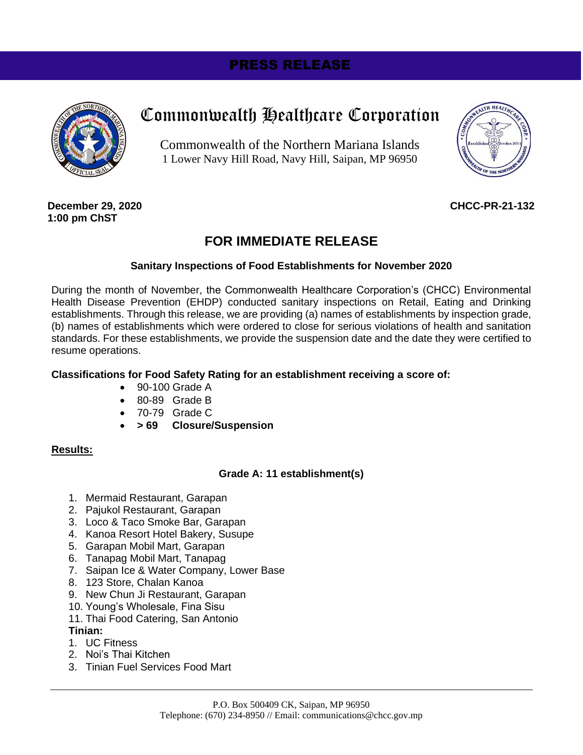PRESS RELEASE

# Commonwealth Healthcare Corporation

Commonwealth of the Northern Mariana Islands
1 Lower Navy Hill Road, Navy Hill, Saipan, MP 96950

**December 29, 2020**
**1:00 pm ChST**

**CHCC-PR-21-132**

## FOR IMMEDIATE RELEASE

### Sanitary Inspections of Food Establishments for November 2020

During the month of November, the Commonwealth Healthcare Corporation's (CHCC) Environmental Health Disease Prevention (EHDP) conducted sanitary inspections on Retail, Eating and Drinking establishments. Through this release, we are providing (a) names of establishments by inspection grade, (b) names of establishments which were ordered to close for serious violations of health and sanitation standards. For these establishments, we provide the suspension date and the date they were certified to resume operations.

**Classifications for Food Safety Rating for an establishment receiving a score of:**

- 90-100 Grade A
- 80-89 Grade B
- 70-79 Grade C
- **> 69 Closure/Suspension**

**Results:**

**Grade A: 11 establishment(s)**

1. Mermaid Restaurant, Garapan
2. Pajukol Restaurant, Garapan
3. Loco & Taco Smoke Bar, Garapan
4. Kanoa Resort Hotel Bakery, Susupe
5. Garapan Mobil Mart, Garapan
6. Tanapag Mobil Mart, Tanapag
7. Saipan Ice & Water Company, Lower Base
8. 123 Store, Chalan Kanoa
9. New Chun Ji Restaurant, Garapan
10. Young's Wholesale, Fina Sisu
11. Thai Food Catering, San Antonio

**Tinian:**

1. UC Fitness
2. Noi's Thai Kitchen
3. Tinian Fuel Services Food Mart

P.O. Box 500409 CK, Saipan, MP 96950
Telephone: (670) 234-8950 // Email: communications@chcc.gov.mp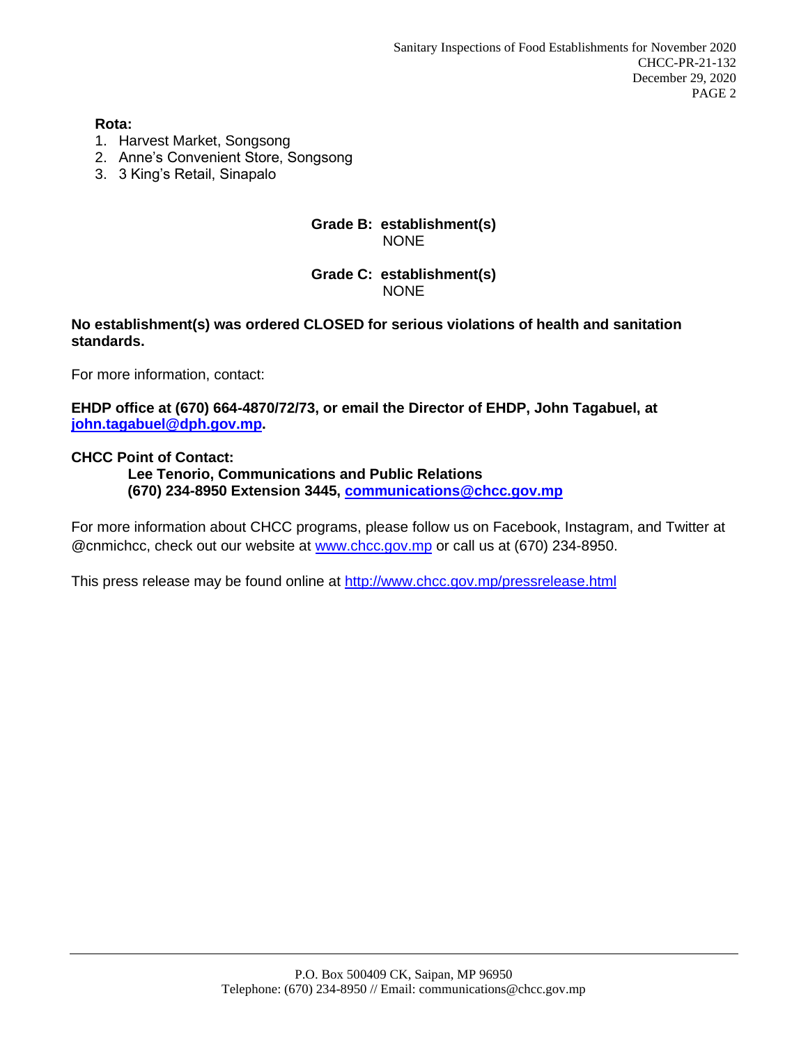**Rota:**

1. Harvest Market, Songsong
2. Anne's Convenient Store, Songsong
3. 3 King's Retail, Sinapalo

**Grade B: establishment(s)**
NONE

**Grade C: establishment(s)**
NONE

**No establishment(s) was ordered CLOSED for serious violations of health and sanitation standards.**

For more information, contact:

**EHDP office at (670) 664-4870/72/73, or email the Director of EHDP, John Tagabuel, at [john.tagabuel@dph.gov.mp](mailto:john.tagabuel@dph.gov.mp).**

**CHCC Point of Contact:**
**Lee Tenorio, Communications and Public Relations**
**(670) 234-8950 Extension 3445, [communications@chcc.gov.mp](mailto:communications@chcc.gov.mp)**

For more information about CHCC programs, please follow us on Facebook, Instagram, and Twitter at @cnmichcc, check out our website at [www.chcc.gov.mp](http://www.chcc.gov.mp) or call us at (670) 234-8950.

This press release may be found online at [http://www.chcc.gov.mp/pressrelease.html](http://www.chcc.gov.mp/pressrelease.html)